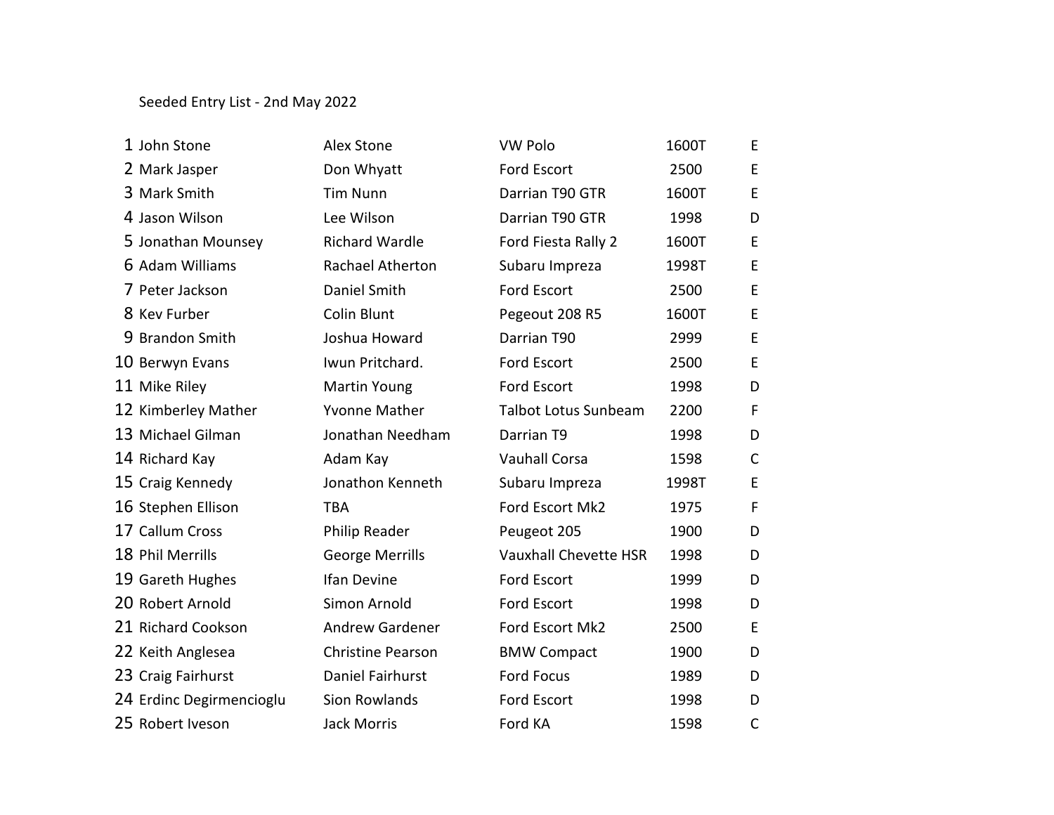Seeded Entry List - 2nd May 2022

| | | | | | |
|---|---|---|---|---|---|
| 1 | John Stone | Alex Stone | VW Polo | 1600T | E |
| 2 | Mark Jasper | Don Whyatt | Ford Escort | 2500 | E |
| 3 | Mark Smith | Tim Nunn | Darrian T90 GTR | 1600T | E |
| 4 | Jason Wilson | Lee Wilson | Darrian T90 GTR | 1998 | D |
| 5 | Jonathan Mounsey | Richard Wardle | Ford Fiesta Rally 2 | 1600T | E |
| 6 | Adam Williams | Rachael Atherton | Subaru Impreza | 1998T | E |
| 7 | Peter Jackson | Daniel Smith | Ford Escort | 2500 | E |
| 8 | Kev Furber | Colin Blunt | Pegeout 208 R5 | 1600T | E |
| 9 | Brandon Smith | Joshua Howard | Darrian T90 | 2999 | E |
| 10 | Berwyn Evans | Iwun Pritchard. | Ford Escort | 2500 | E |
| 11 | Mike Riley | Martin Young | Ford Escort | 1998 | D |
| 12 | Kimberley Mather | Yvonne Mather | Talbot Lotus Sunbeam | 2200 | F |
| 13 | Michael Gilman | Jonathan Needham | Darrian T9 | 1998 | D |
| 14 | Richard Kay | Adam Kay | Vauhall Corsa | 1598 | C |
| 15 | Craig Kennedy | Jonathon Kenneth | Subaru Impreza | 1998T | E |
| 16 | Stephen Ellison | TBA | Ford Escort Mk2 | 1975 | F |
| 17 | Callum Cross | Philip Reader | Peugeot 205 | 1900 | D |
| 18 | Phil Merrills | George Merrills | Vauxhall Chevette HSR | 1998 | D |
| 19 | Gareth Hughes | Ifan Devine | Ford Escort | 1999 | D |
| 20 | Robert Arnold | Simon Arnold | Ford Escort | 1998 | D |
| 21 | Richard Cookson | Andrew Gardener | Ford Escort Mk2 | 2500 | E |
| 22 | Keith Anglesea | Christine Pearson | BMW Compact | 1900 | D |
| 23 | Craig Fairhurst | Daniel Fairhurst | Ford Focus | 1989 | D |
| 24 | Erdinc Degirmencioglu | Sion Rowlands | Ford Escort | 1998 | D |
| 25 | Robert Iveson | Jack Morris | Ford KA | 1598 | C |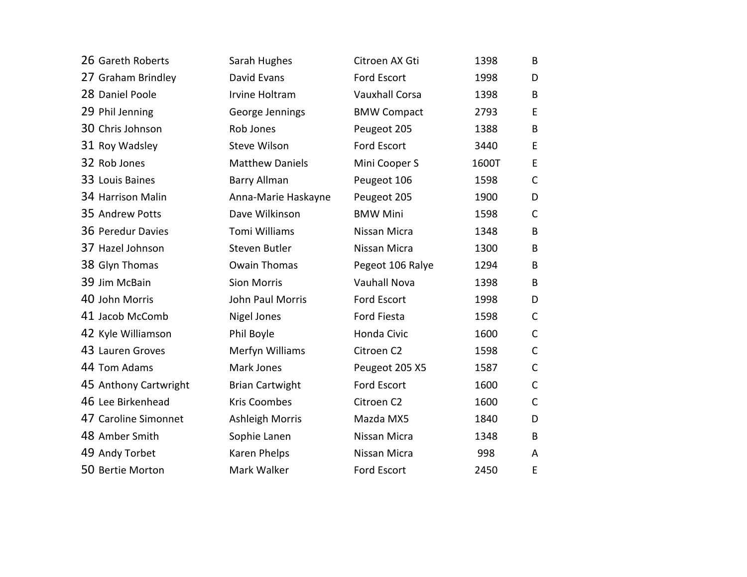| | | | | | |
|---|---|---|---|---|---|
| 26 | Gareth Roberts | Sarah Hughes | Citroen AX Gti | 1398 | B |
| 27 | Graham Brindley | David Evans | Ford Escort | 1998 | D |
| 28 | Daniel Poole | Irvine Holtram | Vauxhall Corsa | 1398 | B |
| 29 | Phil Jenning | George Jennings | BMW Compact | 2793 | E |
| 30 | Chris Johnson | Rob Jones | Peugeot 205 | 1388 | B |
| 31 | Roy Wadsley | Steve Wilson | Ford Escort | 3440 | E |
| 32 | Rob Jones | Matthew Daniels | Mini Cooper S | 1600T | E |
| 33 | Louis Baines | Barry Allman | Peugeot 106 | 1598 | C |
| 34 | Harrison Malin | Anna-Marie Haskayne | Peugeot 205 | 1900 | D |
| 35 | Andrew Potts | Dave Wilkinson | BMW Mini | 1598 | C |
| 36 | Peredur Davies | Tomi Williams | Nissan Micra | 1348 | B |
| 37 | Hazel Johnson | Steven Butler | Nissan Micra | 1300 | B |
| 38 | Glyn Thomas | Owain Thomas | Pegeot 106 Ralye | 1294 | B |
| 39 | Jim McBain | Sion Morris | Vauhall Nova | 1398 | B |
| 40 | John Morris | John Paul Morris | Ford Escort | 1998 | D |
| 41 | Jacob McComb | Nigel Jones | Ford Fiesta | 1598 | C |
| 42 | Kyle Williamson | Phil Boyle | Honda Civic | 1600 | C |
| 43 | Lauren Groves | Merfyn Williams | Citroen C2 | 1598 | C |
| 44 | Tom Adams | Mark Jones | Peugeot 205 X5 | 1587 | C |
| 45 | Anthony Cartwright | Brian Cartwight | Ford Escort | 1600 | C |
| 46 | Lee Birkenhead | Kris Coombes | Citroen C2 | 1600 | C |
| 47 | Caroline Simonnet | Ashleigh Morris | Mazda MX5 | 1840 | D |
| 48 | Amber Smith | Sophie Lanen | Nissan Micra | 1348 | B |
| 49 | Andy Torbet | Karen Phelps | Nissan Micra | 998 | A |
| 50 | Bertie Morton | Mark Walker | Ford Escort | 2450 | E |